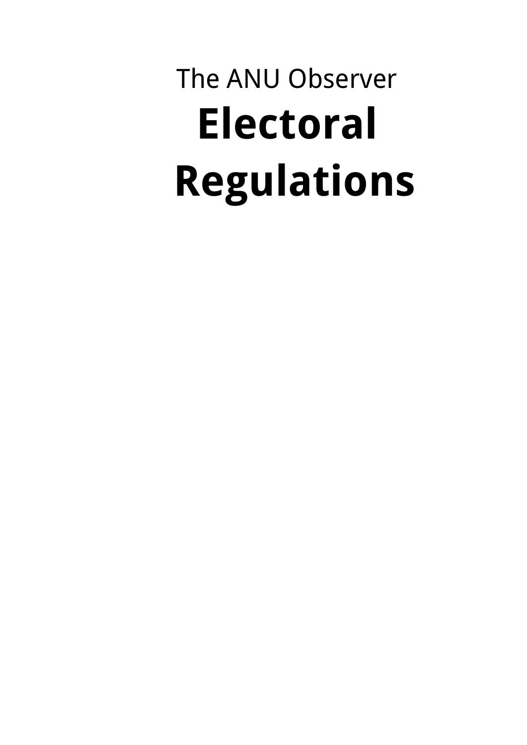The ANU Observer

# Electoral Regulations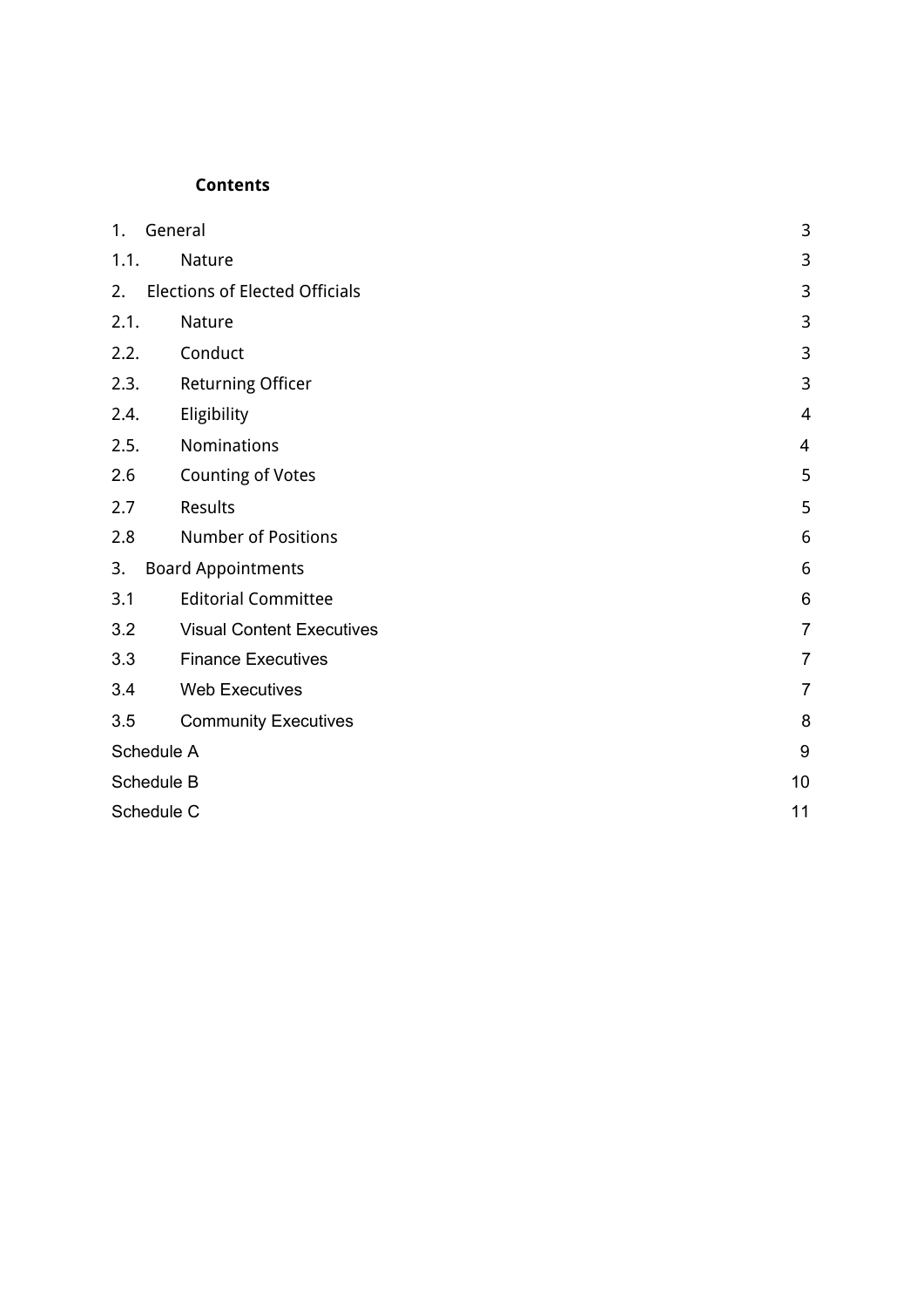**Contents**

| | |
|---|---|
| 1. General | 3 |
| 1.1. Nature | 3 |
| 2. Elections of Elected Officials | 3 |
| 2.1. Nature | 3 |
| 2.2. Conduct | 3 |
| 2.3. Returning Officer | 3 |
| 2.4. Eligibility | 4 |
| 2.5. Nominations | 4 |
| 2.6 Counting of Votes | 5 |
| 2.7 Results | 5 |
| 2.8 Number of Positions | 6 |
| 3. Board Appointments | 6 |
| 3.1 Editorial Committee | 6 |
| 3.2 Visual Content Executives | 7 |
| 3.3 Finance Executives | 7 |
| 3.4 Web Executives | 7 |
| 3.5 Community Executives | 8 |
| Schedule A | 9 |
| Schedule B | 10 |
| Schedule C | 11 |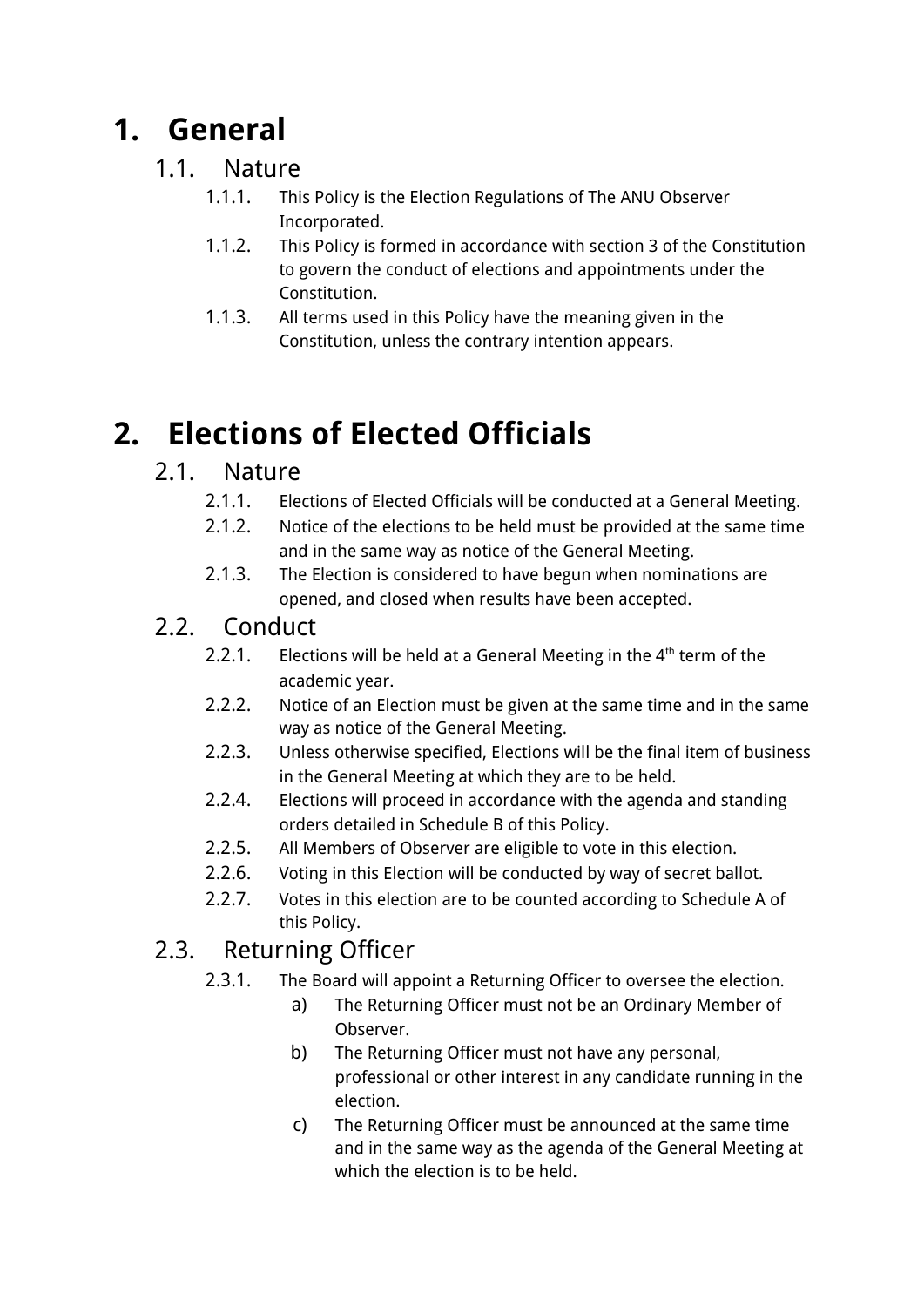# 1. General

## 1.1. Nature

1.1.1. This Policy is the Election Regulations of The ANU Observer Incorporated.

1.1.2. This Policy is formed in accordance with section 3 of the Constitution to govern the conduct of elections and appointments under the Constitution.

1.1.3. All terms used in this Policy have the meaning given in the Constitution, unless the contrary intention appears.

# 2. Elections of Elected Officials

## 2.1. Nature

2.1.1. Elections of Elected Officials will be conducted at a General Meeting.

2.1.2. Notice of the elections to be held must be provided at the same time and in the same way as notice of the General Meeting.

2.1.3. The Election is considered to have begun when nominations are opened, and closed when results have been accepted.

## 2.2. Conduct

2.2.1. Elections will be held at a General Meeting in the 4th term of the academic year.

2.2.2. Notice of an Election must be given at the same time and in the same way as notice of the General Meeting.

2.2.3. Unless otherwise specified, Elections will be the final item of business in the General Meeting at which they are to be held.

2.2.4. Elections will proceed in accordance with the agenda and standing orders detailed in Schedule B of this Policy.

2.2.5. All Members of Observer are eligible to vote in this election.

2.2.6. Voting in this Election will be conducted by way of secret ballot.

2.2.7. Votes in this election are to be counted according to Schedule A of this Policy.

## 2.3. Returning Officer

2.3.1. The Board will appoint a Returning Officer to oversee the election.

a) The Returning Officer must not be an Ordinary Member of Observer.

b) The Returning Officer must not have any personal, professional or other interest in any candidate running in the election.

c) The Returning Officer must be announced at the same time and in the same way as the agenda of the General Meeting at which the election is to be held.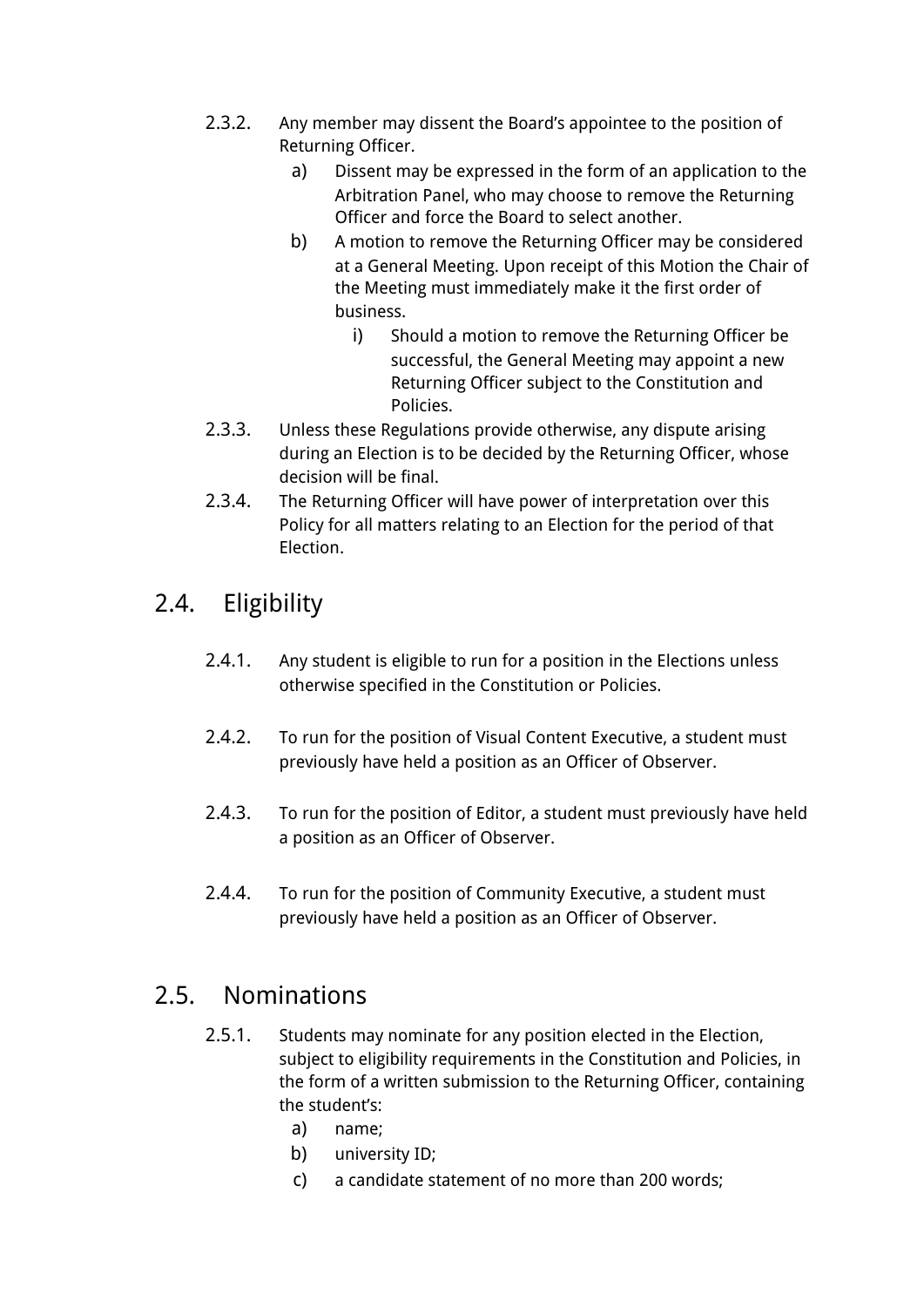2.3.2. Any member may dissent the Board's appointee to the position of Returning Officer.

   a) Dissent may be expressed in the form of an application to the Arbitration Panel, who may choose to remove the Returning Officer and force the Board to select another.

   b) A motion to remove the Returning Officer may be considered at a General Meeting. Upon receipt of this Motion the Chair of the Meeting must immediately make it the first order of business.

      i) Should a motion to remove the Returning Officer be successful, the General Meeting may appoint a new Returning Officer subject to the Constitution and Policies.

2.3.3. Unless these Regulations provide otherwise, any dispute arising during an Election is to be decided by the Returning Officer, whose decision will be final.

2.3.4. The Returning Officer will have power of interpretation over this Policy for all matters relating to an Election for the period of that Election.

## 2.4. Eligibility

2.4.1. Any student is eligible to run for a position in the Elections unless otherwise specified in the Constitution or Policies.

2.4.2. To run for the position of Visual Content Executive, a student must previously have held a position as an Officer of Observer.

2.4.3. To run for the position of Editor, a student must previously have held a position as an Officer of Observer.

2.4.4. To run for the position of Community Executive, a student must previously have held a position as an Officer of Observer.

## 2.5. Nominations

2.5.1. Students may nominate for any position elected in the Election, subject to eligibility requirements in the Constitution and Policies, in the form of a written submission to the Returning Officer, containing the student's:

   a) name;

   b) university ID;

   c) a candidate statement of no more than 200 words;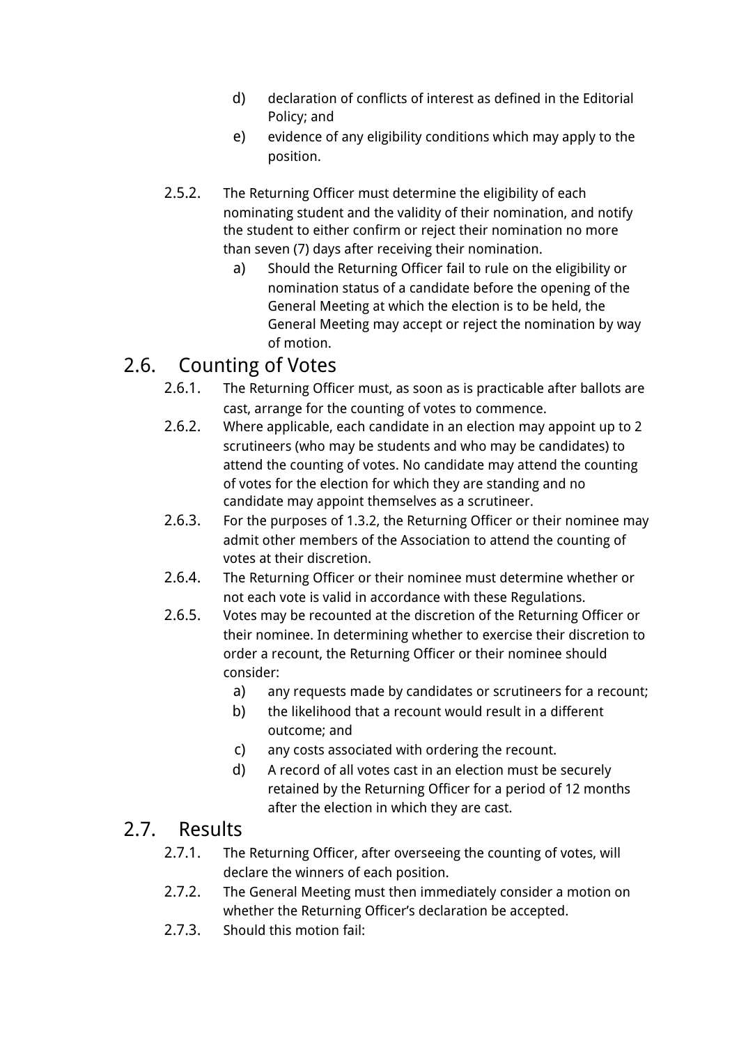d) declaration of conflicts of interest as defined in the Editorial Policy; and

e) evidence of any eligibility conditions which may apply to the position.

2.5.2. The Returning Officer must determine the eligibility of each nominating student and the validity of their nomination, and notify the student to either confirm or reject their nomination no more than seven (7) days after receiving their nomination.

a) Should the Returning Officer fail to rule on the eligibility or nomination status of a candidate before the opening of the General Meeting at which the election is to be held, the General Meeting may accept or reject the nomination by way of motion.

## 2.6. Counting of Votes

2.6.1. The Returning Officer must, as soon as is practicable after ballots are cast, arrange for the counting of votes to commence.

2.6.2. Where applicable, each candidate in an election may appoint up to 2 scrutineers (who may be students and who may be candidates) to attend the counting of votes. No candidate may attend the counting of votes for the election for which they are standing and no candidate may appoint themselves as a scrutineer.

2.6.3. For the purposes of 1.3.2, the Returning Officer or their nominee may admit other members of the Association to attend the counting of votes at their discretion.

2.6.4. The Returning Officer or their nominee must determine whether or not each vote is valid in accordance with these Regulations.

2.6.5. Votes may be recounted at the discretion of the Returning Officer or their nominee. In determining whether to exercise their discretion to order a recount, the Returning Officer or their nominee should consider:

a) any requests made by candidates or scrutineers for a recount;

b) the likelihood that a recount would result in a different outcome; and

c) any costs associated with ordering the recount.

d) A record of all votes cast in an election must be securely retained by the Returning Officer for a period of 12 months after the election in which they are cast.

## 2.7. Results

2.7.1. The Returning Officer, after overseeing the counting of votes, will declare the winners of each position.

2.7.2. The General Meeting must then immediately consider a motion on whether the Returning Officer's declaration be accepted.

2.7.3. Should this motion fail: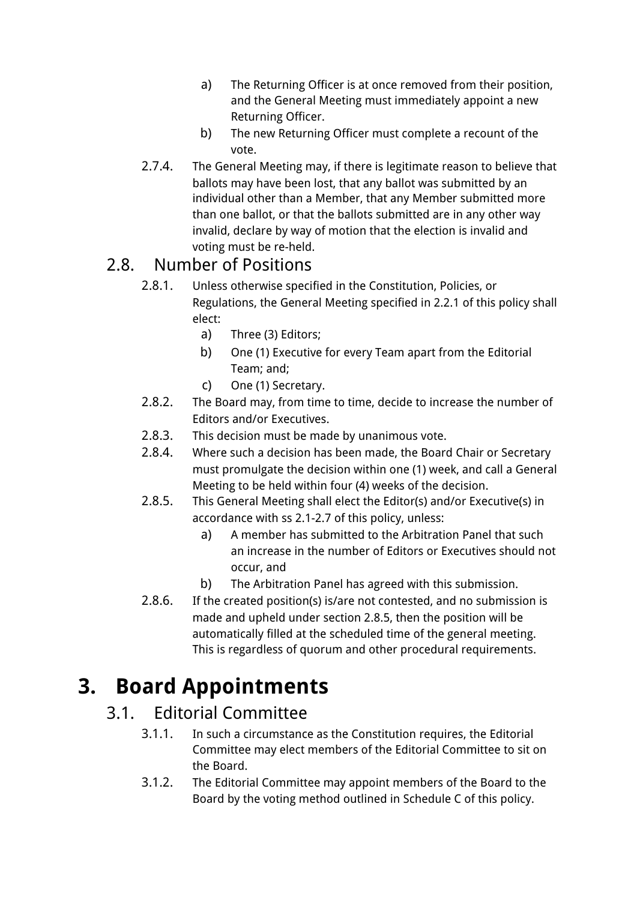a) The Returning Officer is at once removed from their position, and the General Meeting must immediately appoint a new Returning Officer.

b) The new Returning Officer must complete a recount of the vote.

2.7.4. The General Meeting may, if there is legitimate reason to believe that ballots may have been lost, that any ballot was submitted by an individual other than a Member, that any Member submitted more than one ballot, or that the ballots submitted are in any other way invalid, declare by way of motion that the election is invalid and voting must be re-held.

## 2.8. Number of Positions

2.8.1. Unless otherwise specified in the Constitution, Policies, or Regulations, the General Meeting specified in 2.2.1 of this policy shall elect:

a) Three (3) Editors;

b) One (1) Executive for every Team apart from the Editorial Team; and;

c) One (1) Secretary.

2.8.2. The Board may, from time to time, decide to increase the number of Editors and/or Executives.

2.8.3. This decision must be made by unanimous vote.

2.8.4. Where such a decision has been made, the Board Chair or Secretary must promulgate the decision within one (1) week, and call a General Meeting to be held within four (4) weeks of the decision.

2.8.5. This General Meeting shall elect the Editor(s) and/or Executive(s) in accordance with ss 2.1-2.7 of this policy, unless:

a) A member has submitted to the Arbitration Panel that such an increase in the number of Editors or Executives should not occur, and

b) The Arbitration Panel has agreed with this submission.

2.8.6. If the created position(s) is/are not contested, and no submission is made and upheld under section 2.8.5, then the position will be automatically filled at the scheduled time of the general meeting. This is regardless of quorum and other procedural requirements.

# 3. Board Appointments

## 3.1. Editorial Committee

3.1.1. In such a circumstance as the Constitution requires, the Editorial Committee may elect members of the Editorial Committee to sit on the Board.

3.1.2. The Editorial Committee may appoint members of the Board to the Board by the voting method outlined in Schedule C of this policy.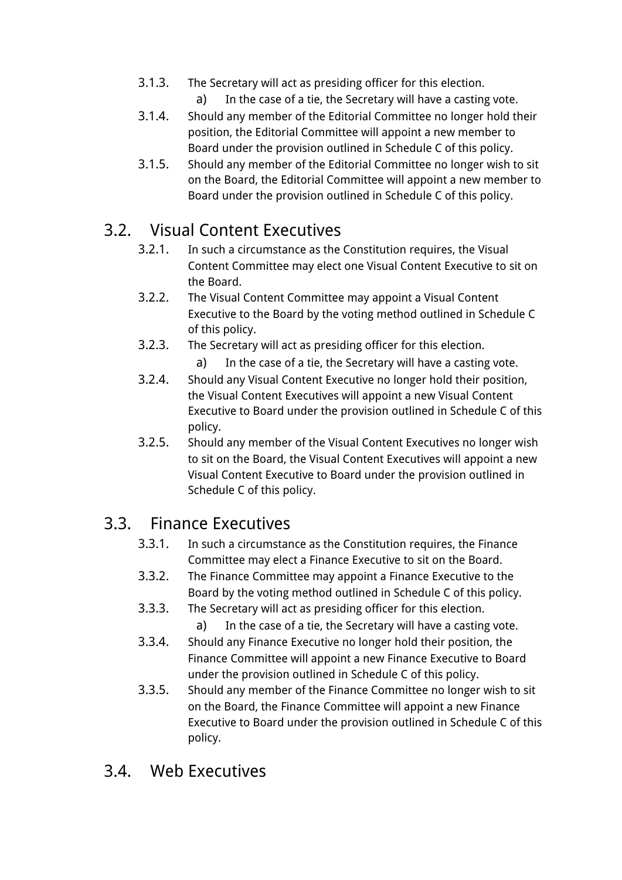3.1.3. The Secretary will act as presiding officer for this election.

   a) In the case of a tie, the Secretary will have a casting vote.

3.1.4. Should any member of the Editorial Committee no longer hold their position, the Editorial Committee will appoint a new member to Board under the provision outlined in Schedule C of this policy.

3.1.5. Should any member of the Editorial Committee no longer wish to sit on the Board, the Editorial Committee will appoint a new member to Board under the provision outlined in Schedule C of this policy.

## 3.2. Visual Content Executives

3.2.1. In such a circumstance as the Constitution requires, the Visual Content Committee may elect one Visual Content Executive to sit on the Board.

3.2.2. The Visual Content Committee may appoint a Visual Content Executive to the Board by the voting method outlined in Schedule C of this policy.

3.2.3. The Secretary will act as presiding officer for this election.

   a) In the case of a tie, the Secretary will have a casting vote.

3.2.4. Should any Visual Content Executive no longer hold their position, the Visual Content Executives will appoint a new Visual Content Executive to Board under the provision outlined in Schedule C of this policy.

3.2.5. Should any member of the Visual Content Executives no longer wish to sit on the Board, the Visual Content Executives will appoint a new Visual Content Executive to Board under the provision outlined in Schedule C of this policy.

## 3.3. Finance Executives

3.3.1. In such a circumstance as the Constitution requires, the Finance Committee may elect a Finance Executive to sit on the Board.

3.3.2. The Finance Committee may appoint a Finance Executive to the Board by the voting method outlined in Schedule C of this policy.

3.3.3. The Secretary will act as presiding officer for this election.

   a) In the case of a tie, the Secretary will have a casting vote.

3.3.4. Should any Finance Executive no longer hold their position, the Finance Committee will appoint a new Finance Executive to Board under the provision outlined in Schedule C of this policy.

3.3.5. Should any member of the Finance Committee no longer wish to sit on the Board, the Finance Committee will appoint a new Finance Executive to Board under the provision outlined in Schedule C of this policy.

## 3.4. Web Executives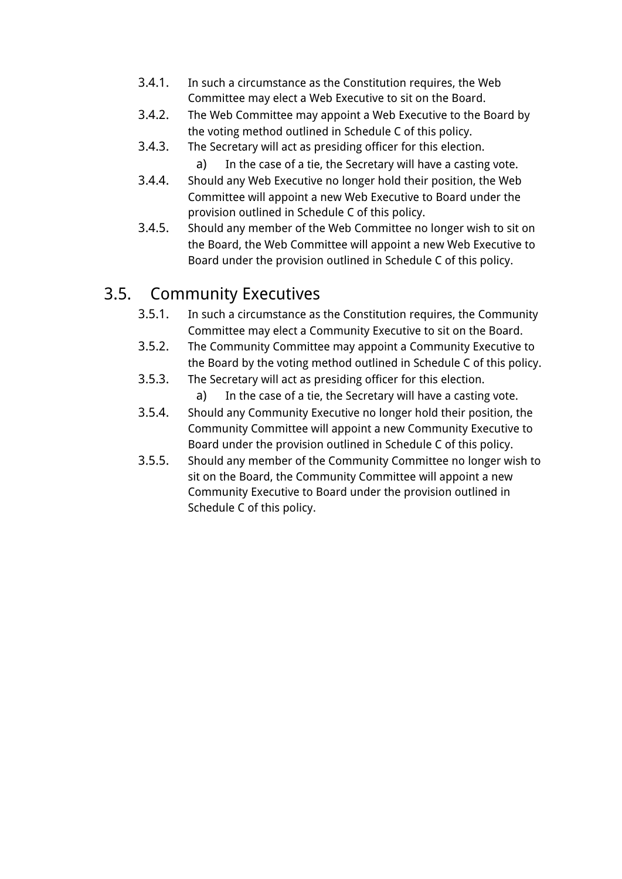3.4.1. In such a circumstance as the Constitution requires, the Web Committee may elect a Web Executive to sit on the Board.

3.4.2. The Web Committee may appoint a Web Executive to the Board by the voting method outlined in Schedule C of this policy.

3.4.3. The Secretary will act as presiding officer for this election.

- a) In the case of a tie, the Secretary will have a casting vote.

3.4.4. Should any Web Executive no longer hold their position, the Web Committee will appoint a new Web Executive to Board under the provision outlined in Schedule C of this policy.

3.4.5. Should any member of the Web Committee no longer wish to sit on the Board, the Web Committee will appoint a new Web Executive to Board under the provision outlined in Schedule C of this policy.

## 3.5. Community Executives

3.5.1. In such a circumstance as the Constitution requires, the Community Committee may elect a Community Executive to sit on the Board.

3.5.2. The Community Committee may appoint a Community Executive to the Board by the voting method outlined in Schedule C of this policy.

3.5.3. The Secretary will act as presiding officer for this election.

- a) In the case of a tie, the Secretary will have a casting vote.

3.5.4. Should any Community Executive no longer hold their position, the Community Committee will appoint a new Community Executive to Board under the provision outlined in Schedule C of this policy.

3.5.5. Should any member of the Community Committee no longer wish to sit on the Board, the Community Committee will appoint a new Community Executive to Board under the provision outlined in Schedule C of this policy.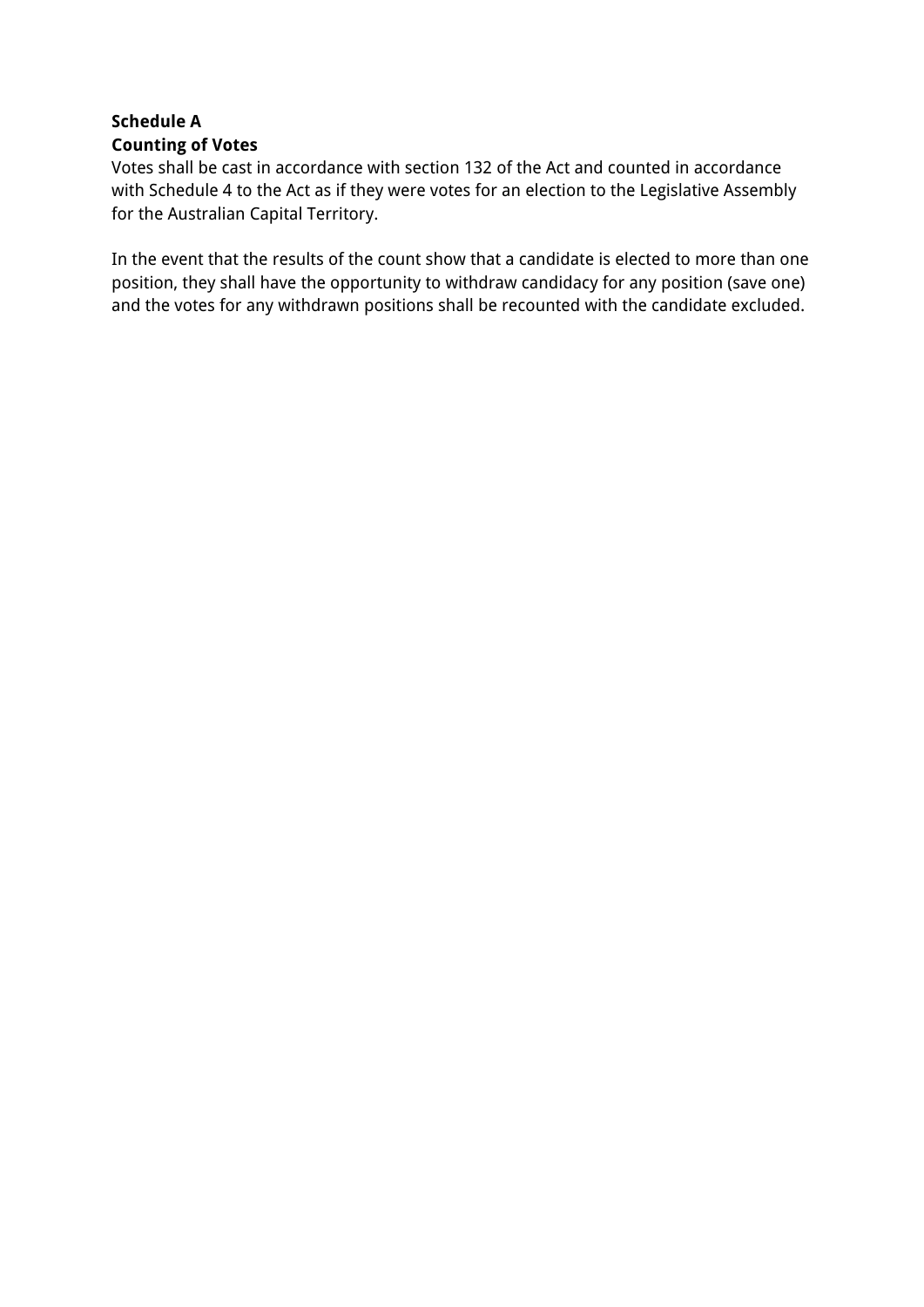**Schedule A**
**Counting of Votes**

Votes shall be cast in accordance with section 132 of the Act and counted in accordance with Schedule 4 to the Act as if they were votes for an election to the Legislative Assembly for the Australian Capital Territory.

In the event that the results of the count show that a candidate is elected to more than one position, they shall have the opportunity to withdraw candidacy for any position (save one) and the votes for any withdrawn positions shall be recounted with the candidate excluded.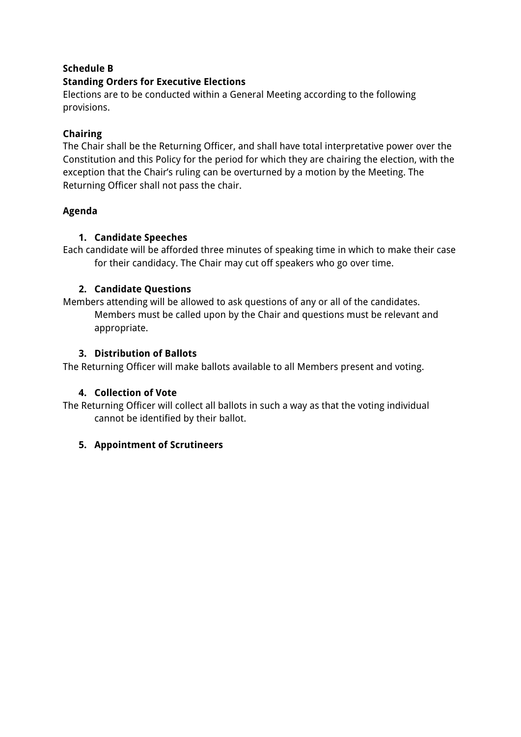**Schedule B**

**Standing Orders for Executive Elections**

Elections are to be conducted within a General Meeting according to the following provisions.

**Chairing**

The Chair shall be the Returning Officer, and shall have total interpretative power over the Constitution and this Policy for the period for which they are chairing the election, with the exception that the Chair's ruling can be overturned by a motion by the Meeting. The Returning Officer shall not pass the chair.

**Agenda**

1. **Candidate Speeches**

Each candidate will be afforded three minutes of speaking time in which to make their case for their candidacy. The Chair may cut off speakers who go over time.

2. **Candidate Questions**

Members attending will be allowed to ask questions of any or all of the candidates. Members must be called upon by the Chair and questions must be relevant and appropriate.

3. **Distribution of Ballots**

The Returning Officer will make ballots available to all Members present and voting.

4. **Collection of Vote**

The Returning Officer will collect all ballots in such a way as that the voting individual cannot be identified by their ballot.

5. **Appointment of Scrutineers**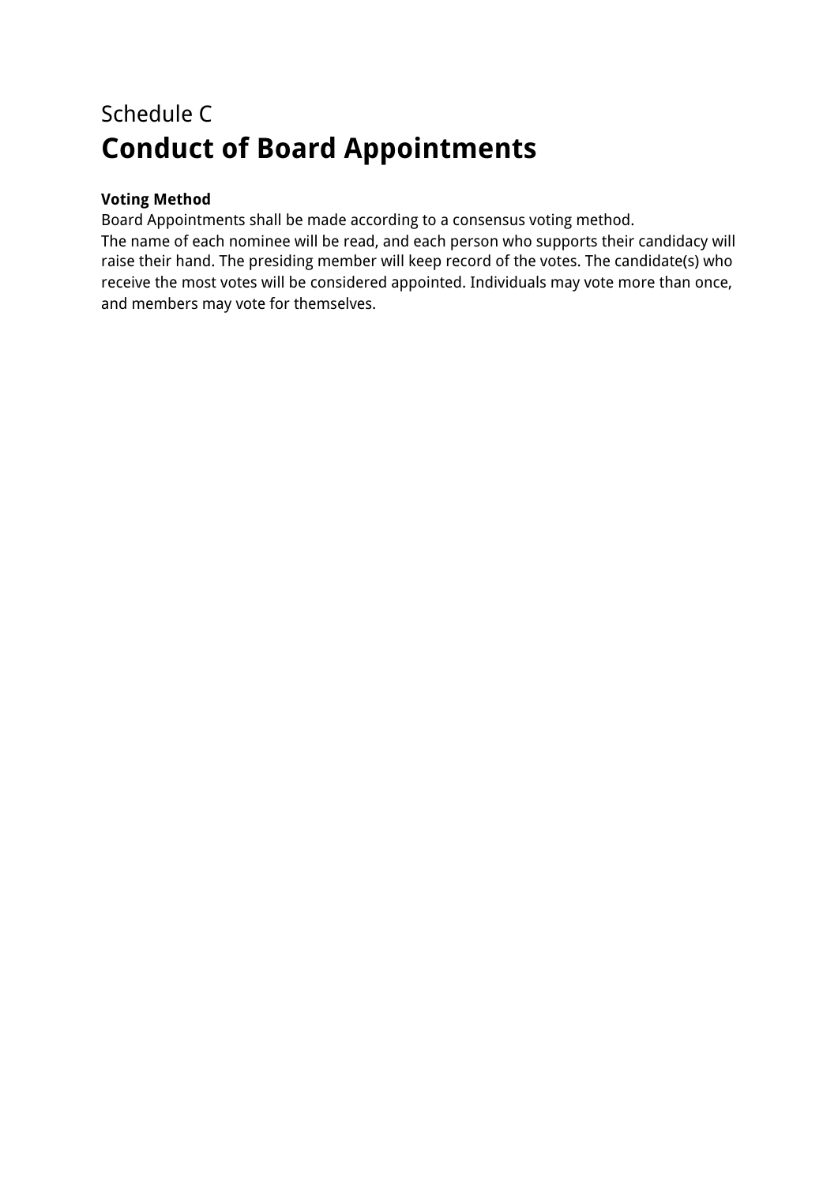Schedule C

# Conduct of Board Appointments

**Voting Method**

Board Appointments shall be made according to a consensus voting method.
The name of each nominee will be read, and each person who supports their candidacy will raise their hand. The presiding member will keep record of the votes. The candidate(s) who receive the most votes will be considered appointed. Individuals may vote more than once, and members may vote for themselves.